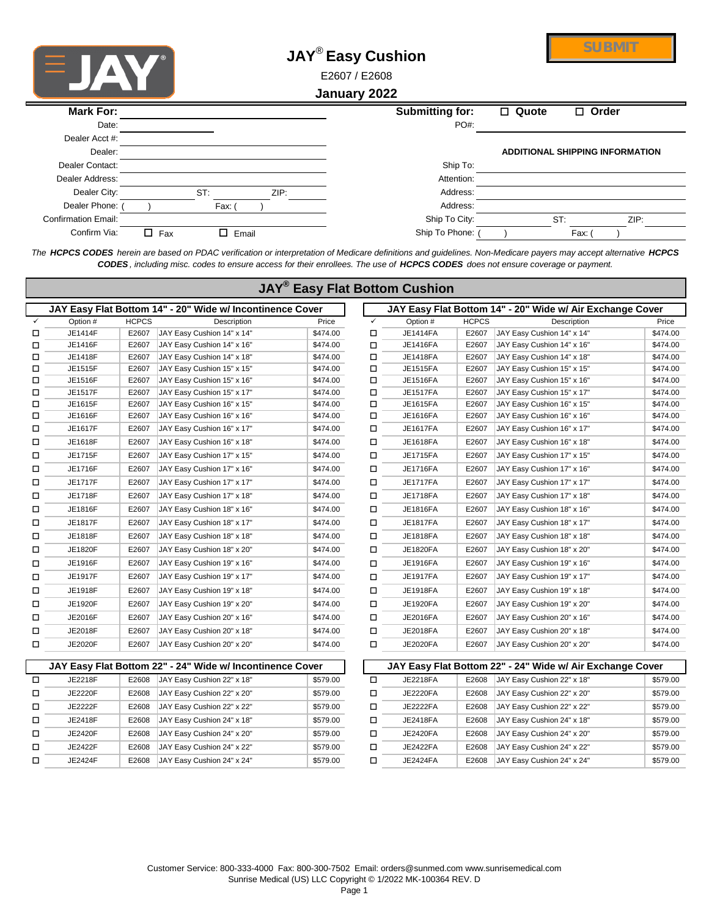# JAY® Easy Cushion

E2607 / E2608

**January 2022**

SUBMIT

| | | | |
|---|---|---|---|
| **Mark For:** | | **Submitting for:** | ☐ Quote ☐ Order |
| Date: | | PO#: | |
| Dealer Acct #: | | | |
| Dealer: | | | **ADDITIONAL SHIPPING INFORMATION** |
| Dealer Contact: | | Ship To: | |
| Dealer Address: | | Attention: | |
| Dealer City: | ST: ZIP: | Address: | |
| Dealer Phone: ( ) | Fax: ( ) | Address: | |
| Confirmation Email: | | Ship To City: | ST: ZIP: |
| Confirm Via: | ☐ Fax ☐ Email | Ship To Phone: ( ) | Fax: ( ) |

*The **HCPCS CODES** herein are based on PDAC verification or interpretation of Medicare definitions and guidelines. Non-Medicare payers may accept alternative **HCPCS CODES**, including misc. codes to ensure access for their enrollees. The use of **HCPCS CODES** does not ensure coverage or payment.*

## JAY® Easy Flat Bottom Cushion

### JAY Easy Flat Bottom 14" - 20" Wide w/ Incontinence Cover

| ✓ | Option # | HCPCS | Description | Price |
|---|---|---|---|---|
| ☐ | JE1414F | E2607 | JAY Easy Cushion 14" x 14" | $474.00 |
| ☐ | JE1416F | E2607 | JAY Easy Cushion 14" x 16" | $474.00 |
| ☐ | JE1418F | E2607 | JAY Easy Cushion 14" x 18" | $474.00 |
| ☐ | JE1515F | E2607 | JAY Easy Cushion 15" x 15" | $474.00 |
| ☐ | JE1516F | E2607 | JAY Easy Cushion 15" x 16" | $474.00 |
| ☐ | JE1517F | E2607 | JAY Easy Cushion 15" x 17" | $474.00 |
| ☐ | JE1615F | E2607 | JAY Easy Cushion 16" x 15" | $474.00 |
| ☐ | JE1616F | E2607 | JAY Easy Cushion 16" x 16" | $474.00 |
| ☐ | JE1617F | E2607 | JAY Easy Cushion 16" x 17" | $474.00 |
| ☐ | JE1618F | E2607 | JAY Easy Cushion 16" x 18" | $474.00 |
| ☐ | JE1715F | E2607 | JAY Easy Cushion 17" x 15" | $474.00 |
| ☐ | JE1716F | E2607 | JAY Easy Cushion 17" x 16" | $474.00 |
| ☐ | JE1717F | E2607 | JAY Easy Cushion 17" x 17" | $474.00 |
| ☐ | JE1718F | E2607 | JAY Easy Cushion 17" x 18" | $474.00 |
| ☐ | JE1816F | E2607 | JAY Easy Cushion 18" x 16" | $474.00 |
| ☐ | JE1817F | E2607 | JAY Easy Cushion 18" x 17" | $474.00 |
| ☐ | JE1818F | E2607 | JAY Easy Cushion 18" x 18" | $474.00 |
| ☐ | JE1820F | E2607 | JAY Easy Cushion 18" x 20" | $474.00 |
| ☐ | JE1916F | E2607 | JAY Easy Cushion 19" x 16" | $474.00 |
| ☐ | JE1917F | E2607 | JAY Easy Cushion 19" x 17" | $474.00 |
| ☐ | JE1918F | E2607 | JAY Easy Cushion 19" x 18" | $474.00 |
| ☐ | JE1920F | E2607 | JAY Easy Cushion 19" x 20" | $474.00 |
| ☐ | JE2016F | E2607 | JAY Easy Cushion 20" x 16" | $474.00 |
| ☐ | JE2018F | E2607 | JAY Easy Cushion 20" x 18" | $474.00 |
| ☐ | JE2020F | E2607 | JAY Easy Cushion 20" x 20" | $474.00 |

### JAY Easy Flat Bottom 14" - 20" Wide w/ Air Exchange Cover

| ✓ | Option # | HCPCS | Description | Price |
|---|---|---|---|---|
| ☐ | JE1414FA | E2607 | JAY Easy Cushion 14" x 14" | $474.00 |
| ☐ | JE1416FA | E2607 | JAY Easy Cushion 14" x 16" | $474.00 |
| ☐ | JE1418FA | E2607 | JAY Easy Cushion 14" x 18" | $474.00 |
| ☐ | JE1515FA | E2607 | JAY Easy Cushion 15" x 15" | $474.00 |
| ☐ | JE1516FA | E2607 | JAY Easy Cushion 15" x 16" | $474.00 |
| ☐ | JE1517FA | E2607 | JAY Easy Cushion 15" x 17" | $474.00 |
| ☐ | JE1615FA | E2607 | JAY Easy Cushion 16" x 15" | $474.00 |
| ☐ | JE1616FA | E2607 | JAY Easy Cushion 16" x 16" | $474.00 |
| ☐ | JE1617FA | E2607 | JAY Easy Cushion 16" x 17" | $474.00 |
| ☐ | JE1618FA | E2607 | JAY Easy Cushion 16" x 18" | $474.00 |
| ☐ | JE1715FA | E2607 | JAY Easy Cushion 17" x 15" | $474.00 |
| ☐ | JE1716FA | E2607 | JAY Easy Cushion 17" x 16" | $474.00 |
| ☐ | JE1717FA | E2607 | JAY Easy Cushion 17" x 17" | $474.00 |
| ☐ | JE1718FA | E2607 | JAY Easy Cushion 17" x 18" | $474.00 |
| ☐ | JE1816FA | E2607 | JAY Easy Cushion 18" x 16" | $474.00 |
| ☐ | JE1817FA | E2607 | JAY Easy Cushion 18" x 17" | $474.00 |
| ☐ | JE1818FA | E2607 | JAY Easy Cushion 18" x 18" | $474.00 |
| ☐ | JE1820FA | E2607 | JAY Easy Cushion 18" x 20" | $474.00 |
| ☐ | JE1916FA | E2607 | JAY Easy Cushion 19" x 16" | $474.00 |
| ☐ | JE1917FA | E2607 | JAY Easy Cushion 19" x 17" | $474.00 |
| ☐ | JE1918FA | E2607 | JAY Easy Cushion 19" x 18" | $474.00 |
| ☐ | JE1920FA | E2607 | JAY Easy Cushion 19" x 20" | $474.00 |
| ☐ | JE2016FA | E2607 | JAY Easy Cushion 20" x 16" | $474.00 |
| ☐ | JE2018FA | E2607 | JAY Easy Cushion 20" x 18" | $474.00 |
| ☐ | JE2020FA | E2607 | JAY Easy Cushion 20" x 20" | $474.00 |

### JAY Easy Flat Bottom 22" - 24" Wide w/ Incontinence Cover

| ✓ | Option # | HCPCS | Description | Price |
|---|---|---|---|---|
| ☐ | JE2218F | E2608 | JAY Easy Cushion 22" x 18" | $579.00 |
| ☐ | JE2220F | E2608 | JAY Easy Cushion 22" x 20" | $579.00 |
| ☐ | JE2222F | E2608 | JAY Easy Cushion 22" x 22" | $579.00 |
| ☐ | JE2418F | E2608 | JAY Easy Cushion 24" x 18" | $579.00 |
| ☐ | JE2420F | E2608 | JAY Easy Cushion 24" x 20" | $579.00 |
| ☐ | JE2422F | E2608 | JAY Easy Cushion 24" x 22" | $579.00 |
| ☐ | JE2424F | E2608 | JAY Easy Cushion 24" x 24" | $579.00 |

### JAY Easy Flat Bottom 22" - 24" Wide w/ Air Exchange Cover

| ✓ | Option # | HCPCS | Description | Price |
|---|---|---|---|---|
| ☐ | JE2218FA | E2608 | JAY Easy Cushion 22" x 18" | $579.00 |
| ☐ | JE2220FA | E2608 | JAY Easy Cushion 22" x 20" | $579.00 |
| ☐ | JE2222FA | E2608 | JAY Easy Cushion 22" x 22" | $579.00 |
| ☐ | JE2418FA | E2608 | JAY Easy Cushion 24" x 18" | $579.00 |
| ☐ | JE2420FA | E2608 | JAY Easy Cushion 24" x 20" | $579.00 |
| ☐ | JE2422FA | E2608 | JAY Easy Cushion 24" x 22" | $579.00 |
| ☐ | JE2424FA | E2608 | JAY Easy Cushion 24" x 24" | $579.00 |

Customer Service: 800-333-4000 Fax: 800-300-7502 Email: orders@sunmed.com www.sunrisemedical.com
Sunrise Medical (US) LLC Copyright © 1/2022 MK-100364 REV. D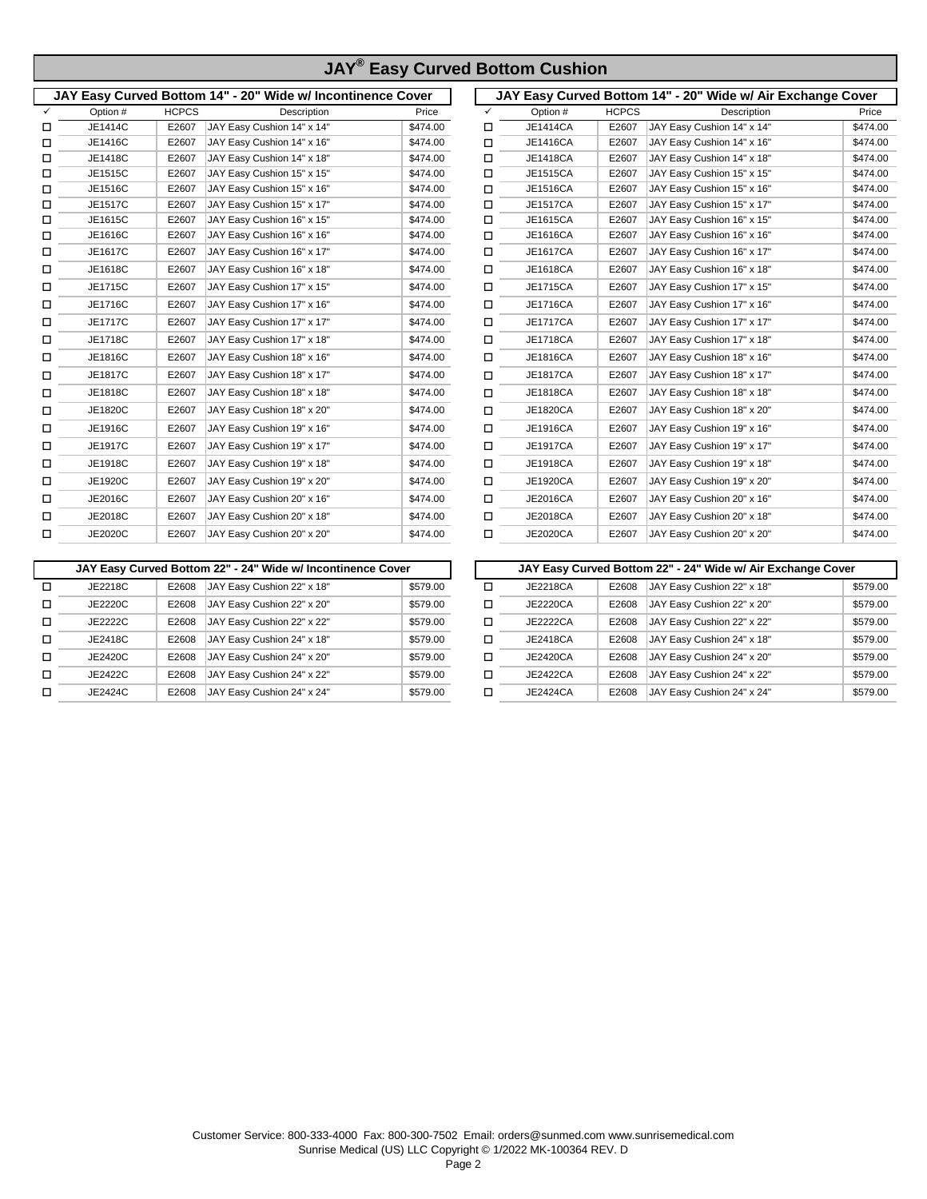# JAY® Easy Curved Bottom Cushion

## JAY Easy Curved Bottom 14" - 20" Wide w/ Incontinence Cover

| ✓ | Option # | HCPCS | Description | Price |
|---|---|---|---|---|
| ☐ | JE1414C | E2607 | JAY Easy Cushion 14" x 14" | $474.00 |
| ☐ | JE1416C | E2607 | JAY Easy Cushion 14" x 16" | $474.00 |
| ☐ | JE1418C | E2607 | JAY Easy Cushion 14" x 18" | $474.00 |
| ☐ | JE1515C | E2607 | JAY Easy Cushion 15" x 15" | $474.00 |
| ☐ | JE1516C | E2607 | JAY Easy Cushion 15" x 16" | $474.00 |
| ☐ | JE1517C | E2607 | JAY Easy Cushion 15" x 17" | $474.00 |
| ☐ | JE1615C | E2607 | JAY Easy Cushion 16" x 15" | $474.00 |
| ☐ | JE1616C | E2607 | JAY Easy Cushion 16" x 16" | $474.00 |
| ☐ | JE1617C | E2607 | JAY Easy Cushion 16" x 17" | $474.00 |
| ☐ | JE1618C | E2607 | JAY Easy Cushion 16" x 18" | $474.00 |
| ☐ | JE1715C | E2607 | JAY Easy Cushion 17" x 15" | $474.00 |
| ☐ | JE1716C | E2607 | JAY Easy Cushion 17" x 16" | $474.00 |
| ☐ | JE1717C | E2607 | JAY Easy Cushion 17" x 17" | $474.00 |
| ☐ | JE1718C | E2607 | JAY Easy Cushion 17" x 18" | $474.00 |
| ☐ | JE1816C | E2607 | JAY Easy Cushion 18" x 16" | $474.00 |
| ☐ | JE1817C | E2607 | JAY Easy Cushion 18" x 17" | $474.00 |
| ☐ | JE1818C | E2607 | JAY Easy Cushion 18" x 18" | $474.00 |
| ☐ | JE1820C | E2607 | JAY Easy Cushion 18" x 20" | $474.00 |
| ☐ | JE1916C | E2607 | JAY Easy Cushion 19" x 16" | $474.00 |
| ☐ | JE1917C | E2607 | JAY Easy Cushion 19" x 17" | $474.00 |
| ☐ | JE1918C | E2607 | JAY Easy Cushion 19" x 18" | $474.00 |
| ☐ | JE1920C | E2607 | JAY Easy Cushion 19" x 20" | $474.00 |
| ☐ | JE2016C | E2607 | JAY Easy Cushion 20" x 16" | $474.00 |
| ☐ | JE2018C | E2607 | JAY Easy Cushion 20" x 18" | $474.00 |
| ☐ | JE2020C | E2607 | JAY Easy Cushion 20" x 20" | $474.00 |

## JAY Easy Curved Bottom 14" - 20" Wide w/ Air Exchange Cover

| ✓ | Option # | HCPCS | Description | Price |
|---|---|---|---|---|
| ☐ | JE1414CA | E2607 | JAY Easy Cushion 14" x 14" | $474.00 |
| ☐ | JE1416CA | E2607 | JAY Easy Cushion 14" x 16" | $474.00 |
| ☐ | JE1418CA | E2607 | JAY Easy Cushion 14" x 18" | $474.00 |
| ☐ | JE1515CA | E2607 | JAY Easy Cushion 15" x 15" | $474.00 |
| ☐ | JE1516CA | E2607 | JAY Easy Cushion 15" x 16" | $474.00 |
| ☐ | JE1517CA | E2607 | JAY Easy Cushion 15" x 17" | $474.00 |
| ☐ | JE1615CA | E2607 | JAY Easy Cushion 16" x 15" | $474.00 |
| ☐ | JE1616CA | E2607 | JAY Easy Cushion 16" x 16" | $474.00 |
| ☐ | JE1617CA | E2607 | JAY Easy Cushion 16" x 17" | $474.00 |
| ☐ | JE1618CA | E2607 | JAY Easy Cushion 16" x 18" | $474.00 |
| ☐ | JE1715CA | E2607 | JAY Easy Cushion 17" x 15" | $474.00 |
| ☐ | JE1716CA | E2607 | JAY Easy Cushion 17" x 16" | $474.00 |
| ☐ | JE1717CA | E2607 | JAY Easy Cushion 17" x 17" | $474.00 |
| ☐ | JE1718CA | E2607 | JAY Easy Cushion 17" x 18" | $474.00 |
| ☐ | JE1816CA | E2607 | JAY Easy Cushion 18" x 16" | $474.00 |
| ☐ | JE1817CA | E2607 | JAY Easy Cushion 18" x 17" | $474.00 |
| ☐ | JE1818CA | E2607 | JAY Easy Cushion 18" x 18" | $474.00 |
| ☐ | JE1820CA | E2607 | JAY Easy Cushion 18" x 20" | $474.00 |
| ☐ | JE1916CA | E2607 | JAY Easy Cushion 19" x 16" | $474.00 |
| ☐ | JE1917CA | E2607 | JAY Easy Cushion 19" x 17" | $474.00 |
| ☐ | JE1918CA | E2607 | JAY Easy Cushion 19" x 18" | $474.00 |
| ☐ | JE1920CA | E2607 | JAY Easy Cushion 19" x 20" | $474.00 |
| ☐ | JE2016CA | E2607 | JAY Easy Cushion 20" x 16" | $474.00 |
| ☐ | JE2018CA | E2607 | JAY Easy Cushion 20" x 18" | $474.00 |
| ☐ | JE2020CA | E2607 | JAY Easy Cushion 20" x 20" | $474.00 |

## JAY Easy Curved Bottom 22" - 24" Wide w/ Incontinence Cover

| | | | | |
|---|---|---|---|---|
| ☐ | JE2218C | E2608 | JAY Easy Cushion 22" x 18" | $579.00 |
| ☐ | JE2220C | E2608 | JAY Easy Cushion 22" x 20" | $579.00 |
| ☐ | JE2222C | E2608 | JAY Easy Cushion 22" x 22" | $579.00 |
| ☐ | JE2418C | E2608 | JAY Easy Cushion 24" x 18" | $579.00 |
| ☐ | JE2420C | E2608 | JAY Easy Cushion 24" x 20" | $579.00 |
| ☐ | JE2422C | E2608 | JAY Easy Cushion 24" x 22" | $579.00 |
| ☐ | JE2424C | E2608 | JAY Easy Cushion 24" x 24" | $579.00 |

## JAY Easy Curved Bottom 22" - 24" Wide w/ Air Exchange Cover

| | | | | |
|---|---|---|---|---|
| ☐ | JE2218CA | E2608 | JAY Easy Cushion 22" x 18" | $579.00 |
| ☐ | JE2220CA | E2608 | JAY Easy Cushion 22" x 20" | $579.00 |
| ☐ | JE2222CA | E2608 | JAY Easy Cushion 22" x 22" | $579.00 |
| ☐ | JE2418CA | E2608 | JAY Easy Cushion 24" x 18" | $579.00 |
| ☐ | JE2420CA | E2608 | JAY Easy Cushion 24" x 20" | $579.00 |
| ☐ | JE2422CA | E2608 | JAY Easy Cushion 24" x 22" | $579.00 |
| ☐ | JE2424CA | E2608 | JAY Easy Cushion 24" x 24" | $579.00 |

Customer Service: 800-333-4000 Fax: 800-300-7502 Email: orders@sunmed.com www.sunrisemedical.com
Sunrise Medical (US) LLC Copyright © 1/2022 MK-100364 REV. D